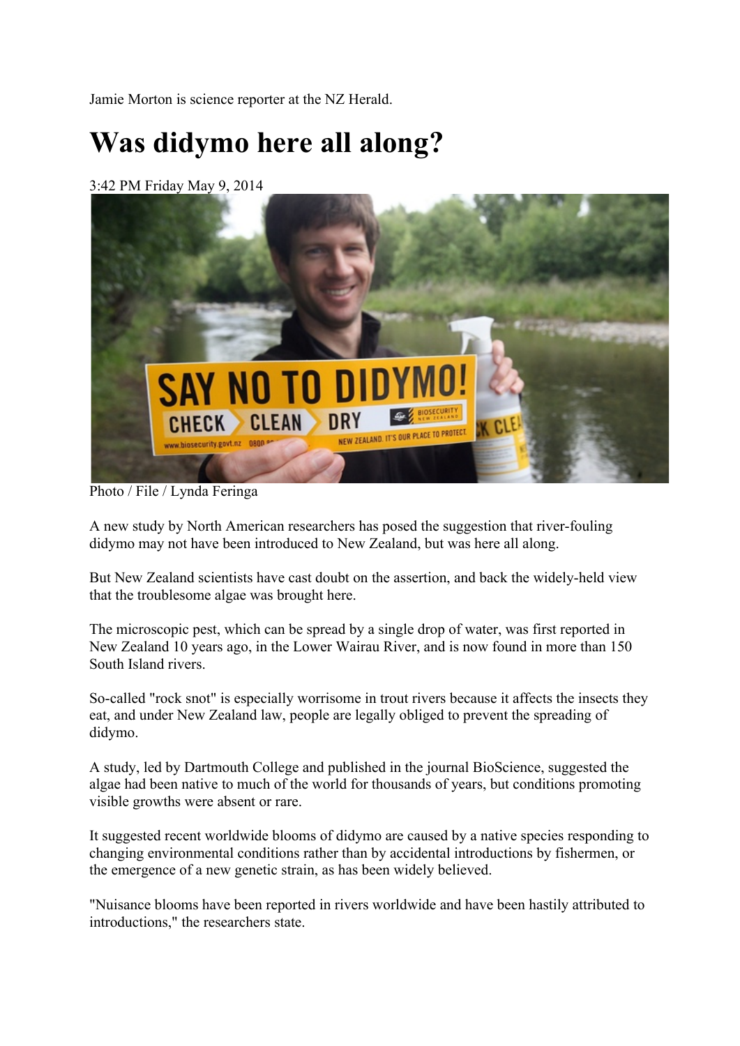Jamie Morton is science reporter at the NZ Herald.

# Was didymo here all along?

3:42 PM Friday May 9, 2014

Photo / File / Lynda Feringa

A new study by North American researchers has posed the suggestion that river-fouling didymo may not have been introduced to New Zealand, but was here all along.

But New Zealand scientists have cast doubt on the assertion, and back the widely-held view that the troublesome algae was brought here.

The microscopic pest, which can be spread by a single drop of water, was first reported in New Zealand 10 years ago, in the Lower Wairau River, and is now found in more than 150 South Island rivers.

So-called "rock snot" is especially worrisome in trout rivers because it affects the insects they eat, and under New Zealand law, people are legally obliged to prevent the spreading of didymo.

A study, led by Dartmouth College and published in the journal BioScience, suggested the algae had been native to much of the world for thousands of years, but conditions promoting visible growths were absent or rare.

It suggested recent worldwide blooms of didymo are caused by a native species responding to changing environmental conditions rather than by accidental introductions by fishermen, or the emergence of a new genetic strain, as has been widely believed.

"Nuisance blooms have been reported in rivers worldwide and have been hastily attributed to introductions," the researchers state.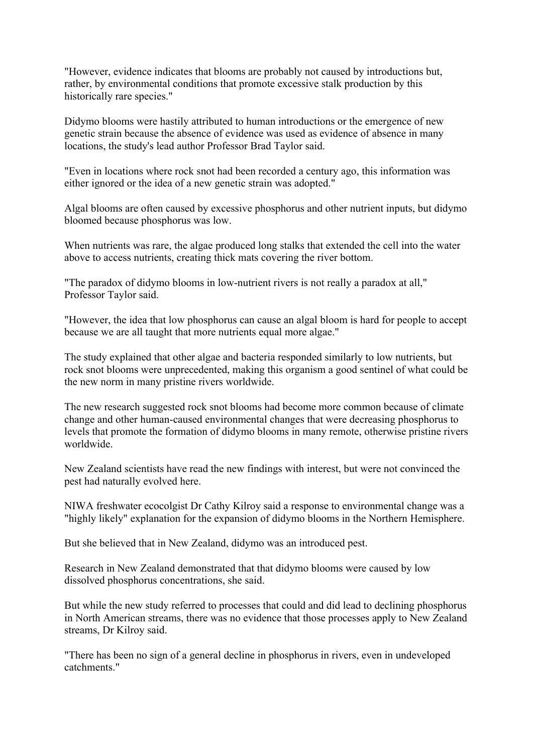"However, evidence indicates that blooms are probably not caused by introductions but, rather, by environmental conditions that promote excessive stalk production by this historically rare species."

Didymo blooms were hastily attributed to human introductions or the emergence of new genetic strain because the absence of evidence was used as evidence of absence in many locations, the study's lead author Professor Brad Taylor said.

"Even in locations where rock snot had been recorded a century ago, this information was either ignored or the idea of a new genetic strain was adopted."

Algal blooms are often caused by excessive phosphorus and other nutrient inputs, but didymo bloomed because phosphorus was low.

When nutrients was rare, the algae produced long stalks that extended the cell into the water above to access nutrients, creating thick mats covering the river bottom.

"The paradox of didymo blooms in low-nutrient rivers is not really a paradox at all," Professor Taylor said.

"However, the idea that low phosphorus can cause an algal bloom is hard for people to accept because we are all taught that more nutrients equal more algae."

The study explained that other algae and bacteria responded similarly to low nutrients, but rock snot blooms were unprecedented, making this organism a good sentinel of what could be the new norm in many pristine rivers worldwide.

The new research suggested rock snot blooms had become more common because of climate change and other human-caused environmental changes that were decreasing phosphorus to levels that promote the formation of didymo blooms in many remote, otherwise pristine rivers worldwide.

New Zealand scientists have read the new findings with interest, but were not convinced the pest had naturally evolved here.

NIWA freshwater ecocolgist Dr Cathy Kilroy said a response to environmental change was a "highly likely" explanation for the expansion of didymo blooms in the Northern Hemisphere.

But she believed that in New Zealand, didymo was an introduced pest.

Research in New Zealand demonstrated that that didymo blooms were caused by low dissolved phosphorus concentrations, she said.

But while the new study referred to processes that could and did lead to declining phosphorus in North American streams, there was no evidence that those processes apply to New Zealand streams, Dr Kilroy said.

"There has been no sign of a general decline in phosphorus in rivers, even in undeveloped catchments."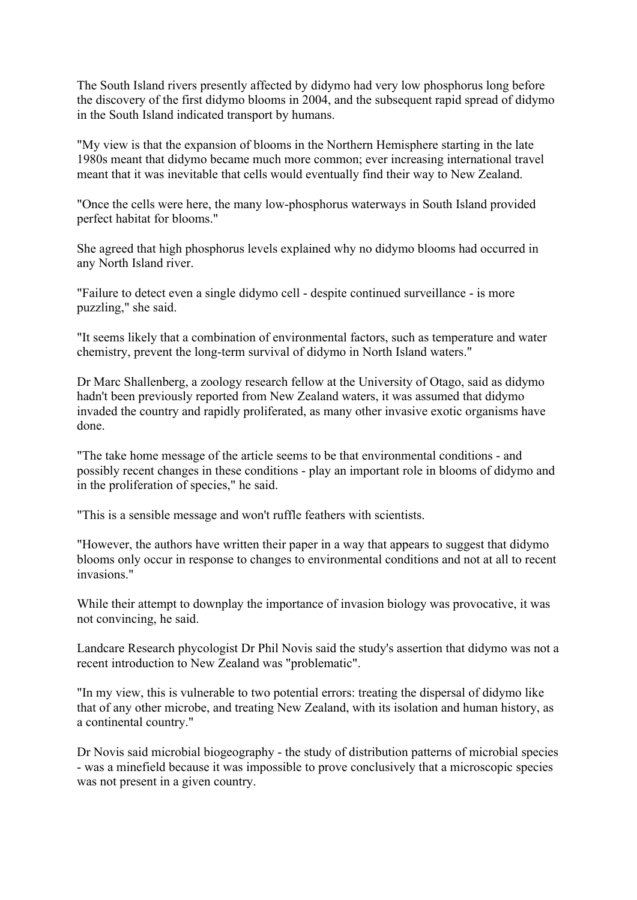The South Island rivers presently affected by didymo had very low phosphorus long before the discovery of the first didymo blooms in 2004, and the subsequent rapid spread of didymo in the South Island indicated transport by humans.

"My view is that the expansion of blooms in the Northern Hemisphere starting in the late 1980s meant that didymo became much more common; ever increasing international travel meant that it was inevitable that cells would eventually find their way to New Zealand.

"Once the cells were here, the many low-phosphorus waterways in South Island provided perfect habitat for blooms."

She agreed that high phosphorus levels explained why no didymo blooms had occurred in any North Island river.

"Failure to detect even a single didymo cell - despite continued surveillance - is more puzzling," she said.

"It seems likely that a combination of environmental factors, such as temperature and water chemistry, prevent the long-term survival of didymo in North Island waters."

Dr Marc Shallenberg, a zoology research fellow at the University of Otago, said as didymo hadn't been previously reported from New Zealand waters, it was assumed that didymo invaded the country and rapidly proliferated, as many other invasive exotic organisms have done.

"The take home message of the article seems to be that environmental conditions - and possibly recent changes in these conditions - play an important role in blooms of didymo and in the proliferation of species," he said.

"This is a sensible message and won't ruffle feathers with scientists.

"However, the authors have written their paper in a way that appears to suggest that didymo blooms only occur in response to changes to environmental conditions and not at all to recent invasions."

While their attempt to downplay the importance of invasion biology was provocative, it was not convincing, he said.

Landcare Research phycologist Dr Phil Novis said the study's assertion that didymo was not a recent introduction to New Zealand was "problematic".

"In my view, this is vulnerable to two potential errors: treating the dispersal of didymo like that of any other microbe, and treating New Zealand, with its isolation and human history, as a continental country."

Dr Novis said microbial biogeography - the study of distribution patterns of microbial species - was a minefield because it was impossible to prove conclusively that a microscopic species was not present in a given country.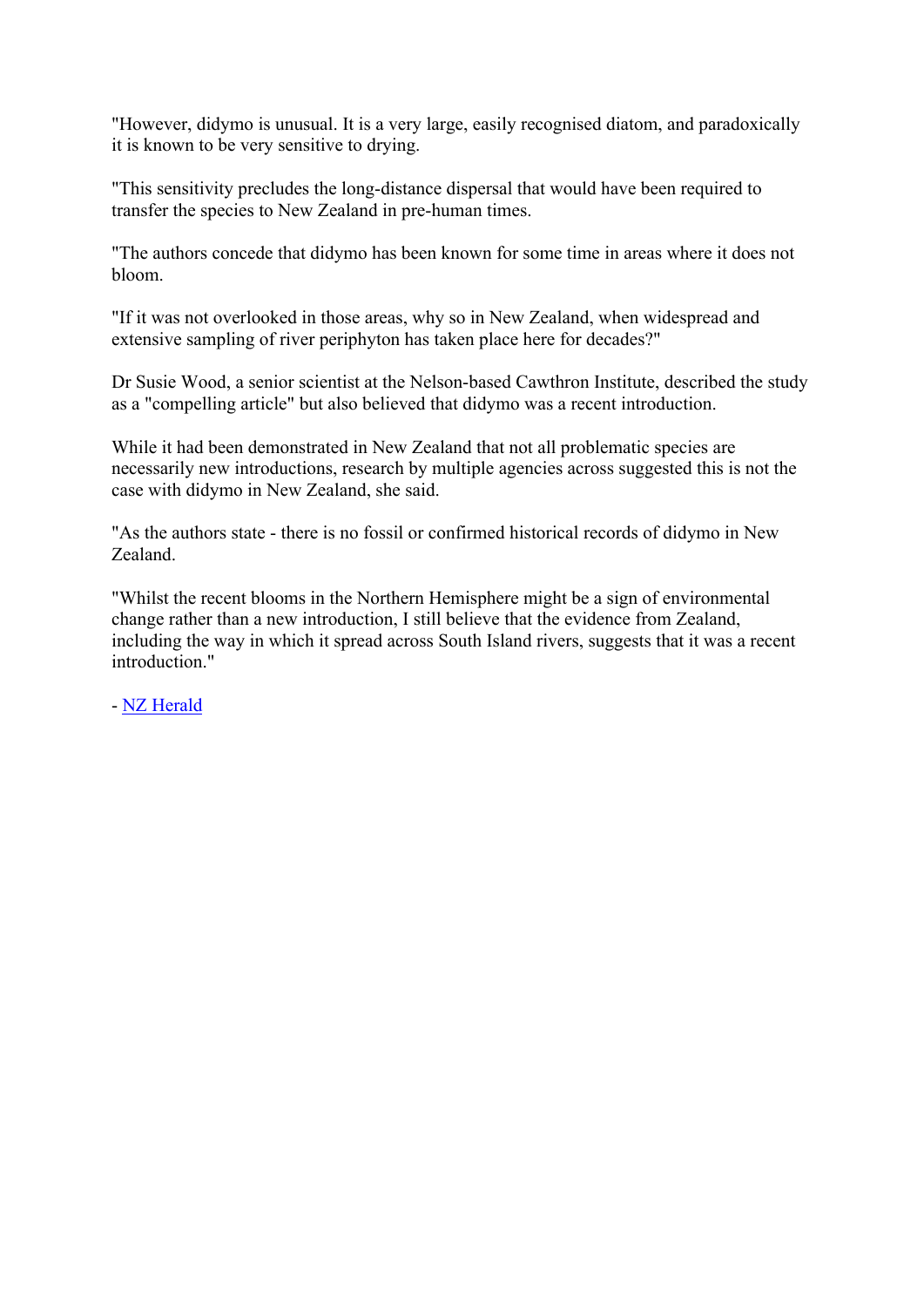"However, didymo is unusual. It is a very large, easily recognised diatom, and paradoxically it is known to be very sensitive to drying.

"This sensitivity precludes the long-distance dispersal that would have been required to transfer the species to New Zealand in pre-human times.

"The authors concede that didymo has been known for some time in areas where it does not bloom.

"If it was not overlooked in those areas, why so in New Zealand, when widespread and extensive sampling of river periphyton has taken place here for decades?"

Dr Susie Wood, a senior scientist at the Nelson-based Cawthron Institute, described the study as a "compelling article" but also believed that didymo was a recent introduction.

While it had been demonstrated in New Zealand that not all problematic species are necessarily new introductions, research by multiple agencies across suggested this is not the case with didymo in New Zealand, she said.

"As the authors state - there is no fossil or confirmed historical records of didymo in New Zealand.

"Whilst the recent blooms in the Northern Hemisphere might be a sign of environmental change rather than a new introduction, I still believe that the evidence from Zealand, including the way in which it spread across South Island rivers, suggests that it was a recent introduction."

- NZ Herald